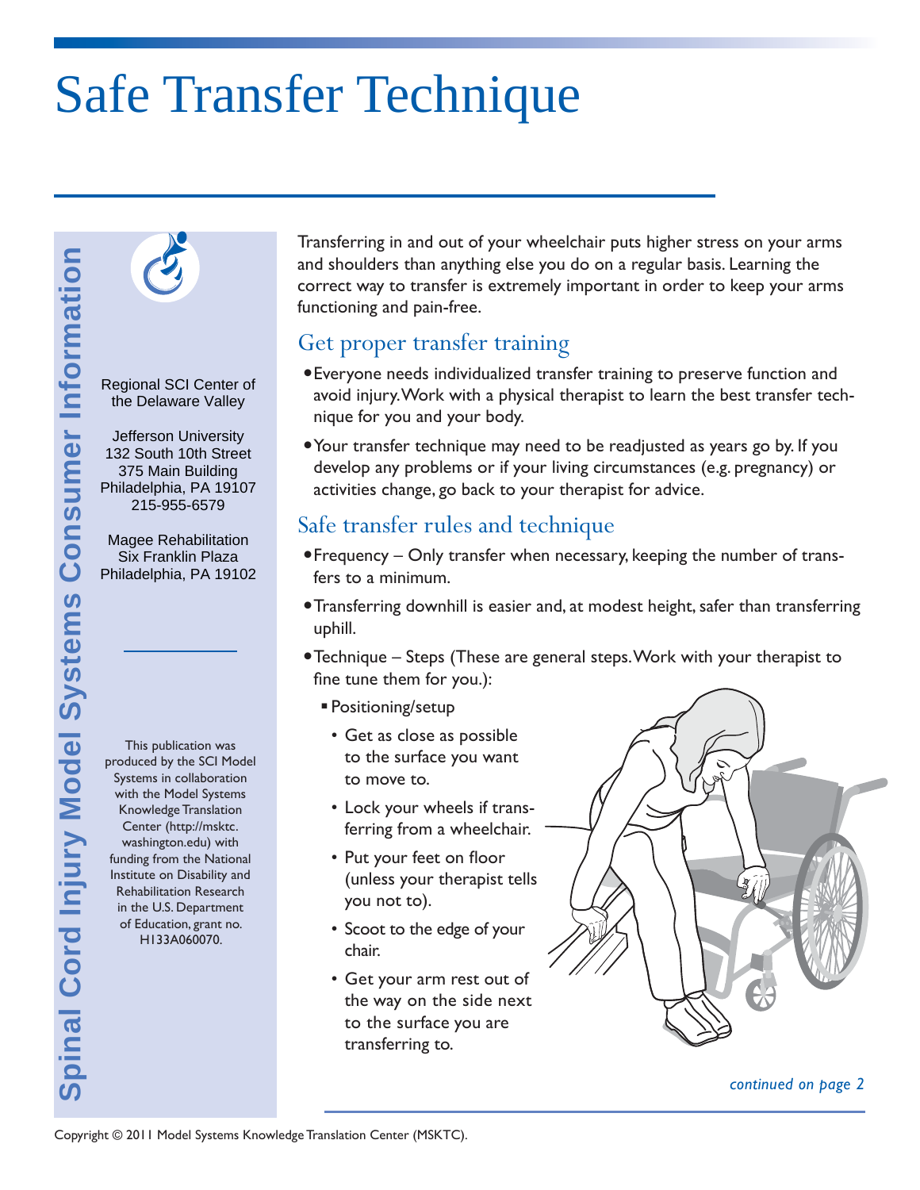# Safe Transfer Technique

**Spinal Cord Injury Model Systems Consumer Information**

Regional SCI Center of the Delaware Valley

Jefferson University
132 South 10th Street
375 Main Building
Philadelphia, PA 19107
215-955-6579

Magee Rehabilitation
Six Franklin Plaza
Philadelphia, PA 19102

This publication was produced by the SCI Model Systems in collaboration with the Model Systems Knowledge Translation Center (http://msktc.washington.edu) with funding from the National Institute on Disability and Rehabilitation Research in the U.S. Department of Education, grant no. H133A060070.

Transferring in and out of your wheelchair puts higher stress on your arms and shoulders than anything else you do on a regular basis. Learning the correct way to transfer is extremely important in order to keep your arms functioning and pain-free.

## Get proper transfer training

- Everyone needs individualized transfer training to preserve function and avoid injury. Work with a physical therapist to learn the best transfer technique for you and your body.
- Your transfer technique may need to be readjusted as years go by. If you develop any problems or if your living circumstances (e.g. pregnancy) or activities change, go back to your therapist for advice.

## Safe transfer rules and technique

- Frequency – Only transfer when necessary, keeping the number of transfers to a minimum.
- Transferring downhill is easier and, at modest height, safer than transferring uphill.
- Technique – Steps (These are general steps. Work with your therapist to fine tune them for you.):
  - Positioning/setup
    - Get as close as possible to the surface you want to move to.
    - Lock your wheels if transferring from a wheelchair.
    - Put your feet on floor (unless your therapist tells you not to).
    - Scoot to the edge of your chair.
    - Get your arm rest out of the way on the side next to the surface you are transferring to.

*continued on page 2*

Copyright © 2011 Model Systems Knowledge Translation Center (MSKTC).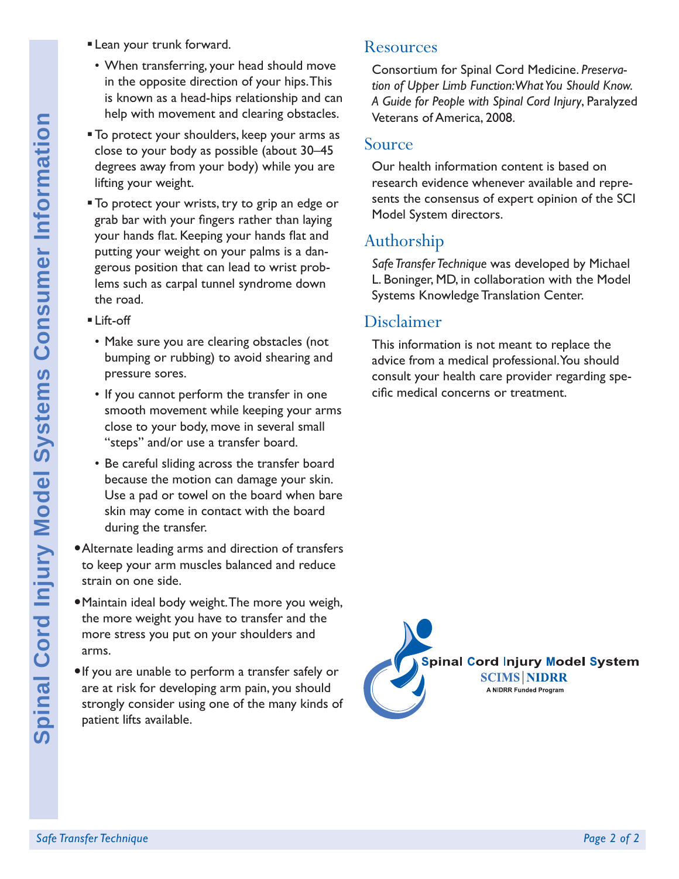- Lean your trunk forward.
  - When transferring, your head should move in the opposite direction of your hips. This is known as a head-hips relationship and can help with movement and clearing obstacles.
- To protect your shoulders, keep your arms as close to your body as possible (about 30–45 degrees away from your body) while you are lifting your weight.
- To protect your wrists, try to grip an edge or grab bar with your fingers rather than laying your hands flat. Keeping your hands flat and putting your weight on your palms is a dangerous position that can lead to wrist problems such as carpal tunnel syndrome down the road.
- Lift-off
  - Make sure you are clearing obstacles (not bumping or rubbing) to avoid shearing and pressure sores.
  - If you cannot perform the transfer in one smooth movement while keeping your arms close to your body, move in several small "steps" and/or use a transfer board.
  - Be careful sliding across the transfer board because the motion can damage your skin. Use a pad or towel on the board when bare skin may come in contact with the board during the transfer.

- Alternate leading arms and direction of transfers to keep your arm muscles balanced and reduce strain on one side.
- Maintain ideal body weight. The more you weigh, the more weight you have to transfer and the more stress you put on your shoulders and arms.
- If you are unable to perform a transfer safely or are at risk for developing arm pain, you should strongly consider using one of the many kinds of patient lifts available.

## Resources

Consortium for Spinal Cord Medicine. *Preservation of Upper Limb Function: What You Should Know. A Guide for People with Spinal Cord Injury*, Paralyzed Veterans of America, 2008.

## Source

Our health information content is based on research evidence whenever available and represents the consensus of expert opinion of the SCI Model System directors.

## Authorship

*Safe Transfer Technique* was developed by Michael L. Boninger, MD, in collaboration with the Model Systems Knowledge Translation Center.

## Disclaimer

This information is not meant to replace the advice from a medical professional. You should consult your health care provider regarding specific medical concerns or treatment.

Spinal Cord Injury Model System

SCIMS | NIDRR

A NIDRR Funded Program